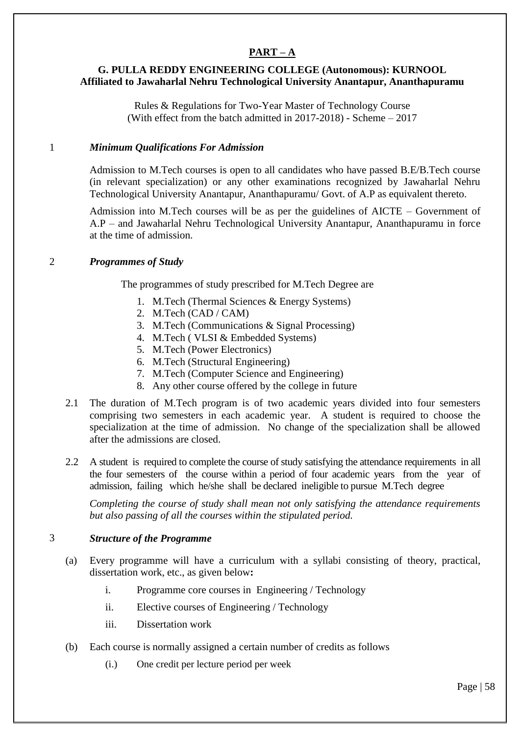## PART – A

### G. PULLA REDDY ENGINEERING COLLEGE (Autonomous): KURNOOL
### Affiliated to Jawaharlal Nehru Technological University Anantapur, Ananthapuramu

Rules & Regulations for Two-Year Master of Technology Course
(With effect from the batch admitted in 2017-2018) - Scheme – 2017

### 1 *Minimum Qualifications For Admission*

Admission to M.Tech courses is open to all candidates who have passed B.E/B.Tech course (in relevant specialization) or any other examinations recognized by Jawaharlal Nehru Technological University Anantapur, Ananthapuramu/ Govt. of A.P as equivalent thereto.

Admission into M.Tech courses will be as per the guidelines of AICTE – Government of A.P – and Jawaharlal Nehru Technological University Anantapur, Ananthapuramu in force at the time of admission.

### 2 *Programmes of Study*

The programmes of study prescribed for M.Tech Degree are

1. M.Tech (Thermal Sciences & Energy Systems)
2. M.Tech (CAD / CAM)
3. M.Tech (Communications & Signal Processing)
4. M.Tech ( VLSI & Embedded Systems)
5. M.Tech (Power Electronics)
6. M.Tech (Structural Engineering)
7. M.Tech (Computer Science and Engineering)
8. Any other course offered by the college in future

2.1 The duration of M.Tech program is of two academic years divided into four semesters comprising two semesters in each academic year. A student is required to choose the specialization at the time of admission. No change of the specialization shall be allowed after the admissions are closed.

2.2 A student is required to complete the course of study satisfying the attendance requirements in all the four semesters of the course within a period of four academic years from the year of admission, failing which he/she shall be declared ineligible to pursue M.Tech degree

*Completing the course of study shall mean not only satisfying the attendance requirements but also passing of all the courses within the stipulated period.*

### 3 *Structure of the Programme*

(a) Every programme will have a curriculum with a syllabi consisting of theory, practical, dissertation work, etc., as given below**:**

- i. Programme core courses in Engineering / Technology
- ii. Elective courses of Engineering / Technology
- iii. Dissertation work

(b) Each course is normally assigned a certain number of credits as follows

- (i.) One credit per lecture period per week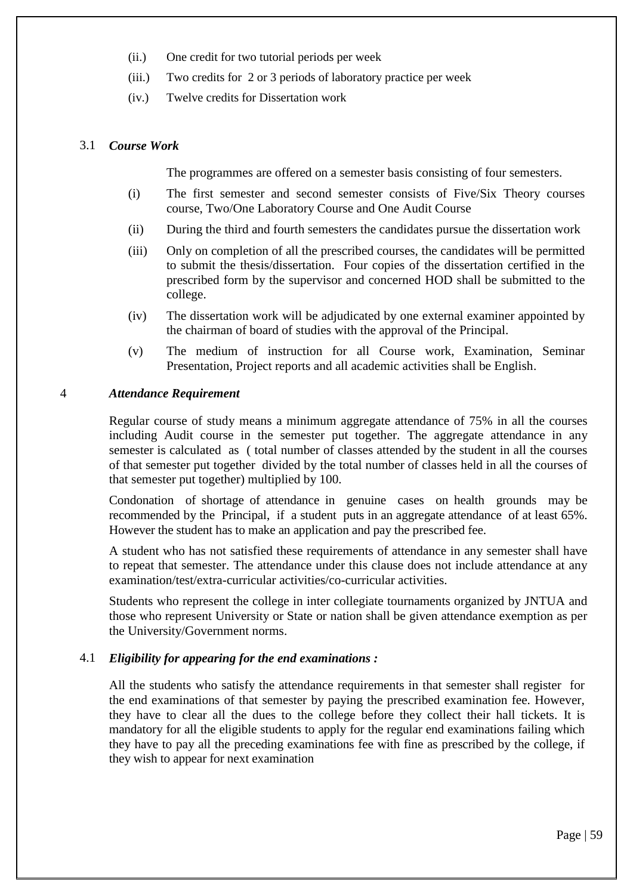(ii.) One credit for two tutorial periods per week

(iii.) Two credits for 2 or 3 periods of laboratory practice per week

(iv.) Twelve credits for Dissertation work

### 3.1 *Course Work*

The programmes are offered on a semester basis consisting of four semesters.

(i) The first semester and second semester consists of Five/Six Theory courses course, Two/One Laboratory Course and One Audit Course

(ii) During the third and fourth semesters the candidates pursue the dissertation work

(iii) Only on completion of all the prescribed courses, the candidates will be permitted to submit the thesis/dissertation. Four copies of the dissertation certified in the prescribed form by the supervisor and concerned HOD shall be submitted to the college.

(iv) The dissertation work will be adjudicated by one external examiner appointed by the chairman of board of studies with the approval of the Principal.

(v) The medium of instruction for all Course work, Examination, Seminar Presentation, Project reports and all academic activities shall be English.

## 4 *Attendance Requirement*

Regular course of study means a minimum aggregate attendance of 75% in all the courses including Audit course in the semester put together. The aggregate attendance in any semester is calculated as ( total number of classes attended by the student in all the courses of that semester put together divided by the total number of classes held in all the courses of that semester put together) multiplied by 100.

Condonation of shortage of attendance in genuine cases on health grounds may be recommended by the Principal, if a student puts in an aggregate attendance of at least 65%. However the student has to make an application and pay the prescribed fee.

A student who has not satisfied these requirements of attendance in any semester shall have to repeat that semester. The attendance under this clause does not include attendance at any examination/test/extra-curricular activities/co-curricular activities.

Students who represent the college in inter collegiate tournaments organized by JNTUA and those who represent University or State or nation shall be given attendance exemption as per the University/Government norms.

### 4.1 *Eligibility for appearing for the end examinations :*

All the students who satisfy the attendance requirements in that semester shall register for the end examinations of that semester by paying the prescribed examination fee. However, they have to clear all the dues to the college before they collect their hall tickets. It is mandatory for all the eligible students to apply for the regular end examinations failing which they have to pay all the preceding examinations fee with fine as prescribed by the college, if they wish to appear for next examination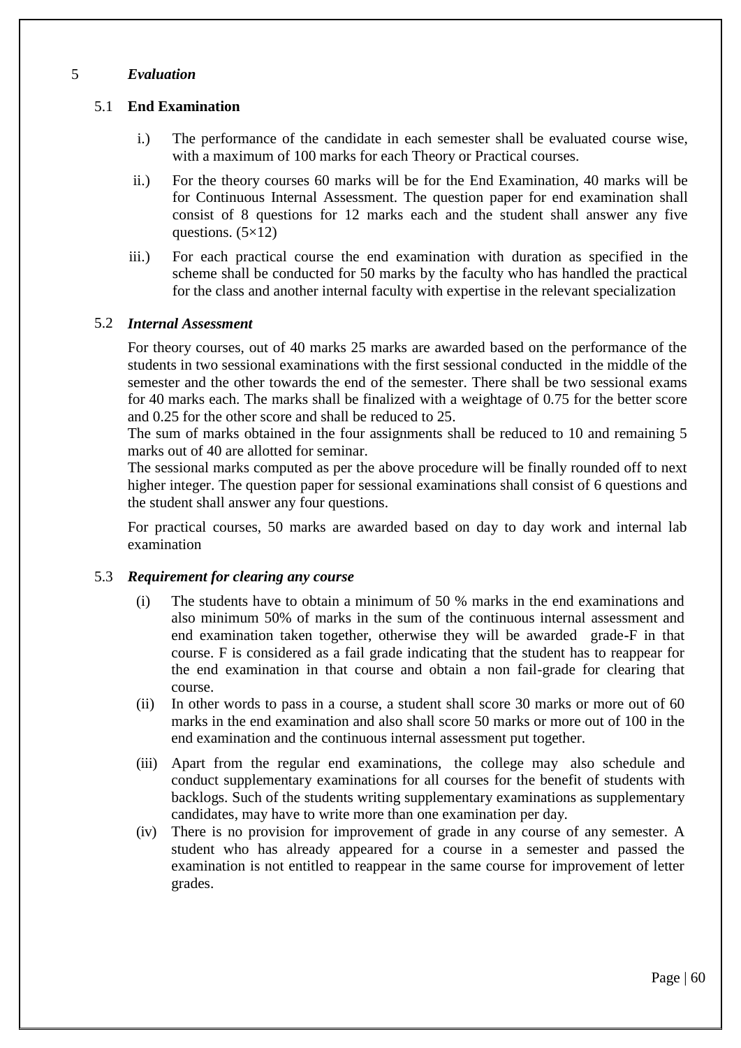# 5 *Evaluation*

## 5.1 End Examination

i.) The performance of the candidate in each semester shall be evaluated course wise, with a maximum of 100 marks for each Theory or Practical courses.

ii.) For the theory courses 60 marks will be for the End Examination, 40 marks will be for Continuous Internal Assessment. The question paper for end examination shall consist of 8 questions for 12 marks each and the student shall answer any five questions. (5×12)

iii.) For each practical course the end examination with duration as specified in the scheme shall be conducted for 50 marks by the faculty who has handled the practical for the class and another internal faculty with expertise in the relevant specialization

## 5.2 *Internal Assessment*

For theory courses, out of 40 marks 25 marks are awarded based on the performance of the students in two sessional examinations with the first sessional conducted in the middle of the semester and the other towards the end of the semester. There shall be two sessional exams for 40 marks each. The marks shall be finalized with a weightage of 0.75 for the better score and 0.25 for the other score and shall be reduced to 25.

The sum of marks obtained in the four assignments shall be reduced to 10 and remaining 5 marks out of 40 are allotted for seminar.

The sessional marks computed as per the above procedure will be finally rounded off to next higher integer. The question paper for sessional examinations shall consist of 6 questions and the student shall answer any four questions.

For practical courses, 50 marks are awarded based on day to day work and internal lab examination

## 5.3 *Requirement for clearing any course*

(i) The students have to obtain a minimum of 50 % marks in the end examinations and also minimum 50% of marks in the sum of the continuous internal assessment and end examination taken together, otherwise they will be awarded grade-F in that course. F is considered as a fail grade indicating that the student has to reappear for the end examination in that course and obtain a non fail-grade for clearing that course.

(ii) In other words to pass in a course, a student shall score 30 marks or more out of 60 marks in the end examination and also shall score 50 marks or more out of 100 in the end examination and the continuous internal assessment put together.

(iii) Apart from the regular end examinations, the college may also schedule and conduct supplementary examinations for all courses for the benefit of students with backlogs. Such of the students writing supplementary examinations as supplementary candidates, may have to write more than one examination per day.

(iv) There is no provision for improvement of grade in any course of any semester. A student who has already appeared for a course in a semester and passed the examination is not entitled to reappear in the same course for improvement of letter grades.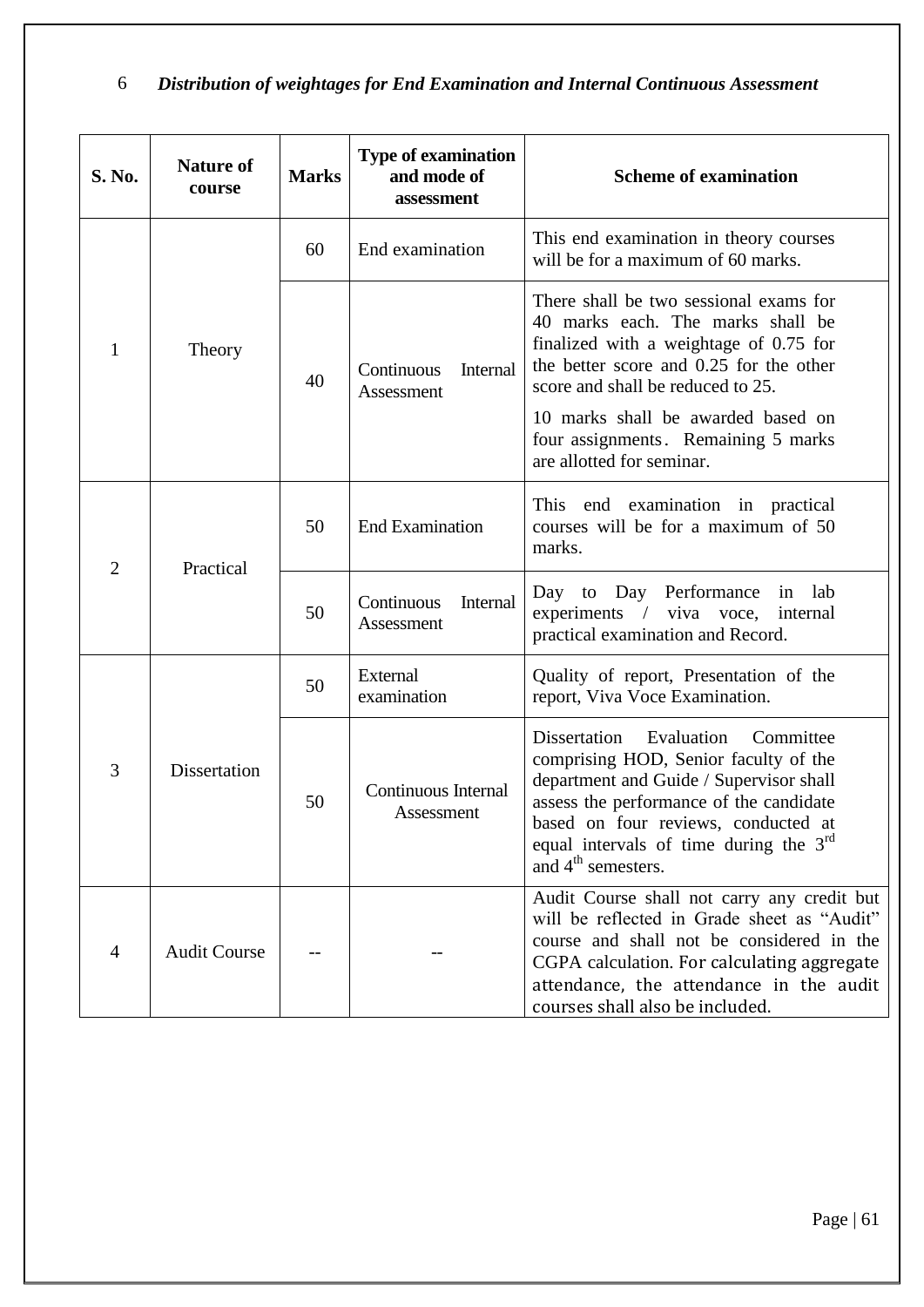## 6 *Distribution of weightages for End Examination and Internal Continuous Assessment*

| S. No. | Nature of course | Marks | Type of examination and mode of assessment | Scheme of examination |
|---|---|---|---|---|
| 1 | Theory | 60 | End examination | This end examination in theory courses will be for a maximum of 60 marks. |
| | | 40 | Continuous Internal Assessment | There shall be two sessional exams for 40 marks each. The marks shall be finalized with a weightage of 0.75 for the better score and 0.25 for the other score and shall be reduced to 25.<br>10 marks shall be awarded based on four assignments. Remaining 5 marks are allotted for seminar. |
| 2 | Practical | 50 | End Examination | This end examination in practical courses will be for a maximum of 50 marks. |
| | | 50 | Continuous Internal Assessment | Day to Day Performance in lab experiments / viva voce, internal practical examination and Record. |
| 3 | Dissertation | 50 | External examination | Quality of report, Presentation of the report, Viva Voce Examination. |
| | | 50 | Continuous Internal Assessment | Dissertation Evaluation Committee comprising HOD, Senior faculty of the department and Guide / Supervisor shall assess the performance of the candidate based on four reviews, conducted at equal intervals of time during the 3rd and 4th semesters. |
| 4 | Audit Course | -- | -- | Audit Course shall not carry any credit but will be reflected in Grade sheet as "Audit" course and shall not be considered in the CGPA calculation. For calculating aggregate attendance, the attendance in the audit courses shall also be included. |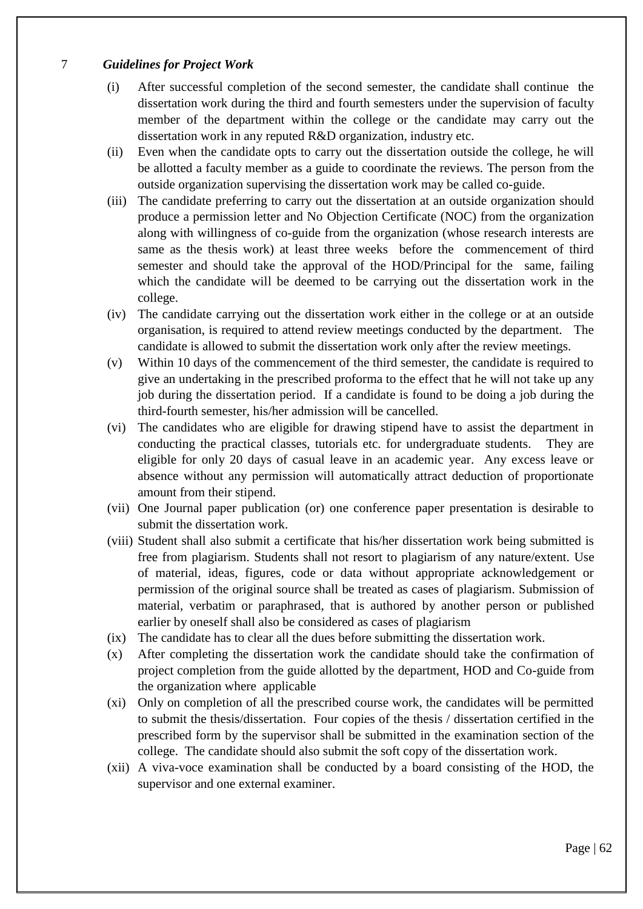## 7 *Guidelines for Project Work*

(i) After successful completion of the second semester, the candidate shall continue the dissertation work during the third and fourth semesters under the supervision of faculty member of the department within the college or the candidate may carry out the dissertation work in any reputed R&D organization, industry etc.

(ii) Even when the candidate opts to carry out the dissertation outside the college, he will be allotted a faculty member as a guide to coordinate the reviews. The person from the outside organization supervising the dissertation work may be called co-guide.

(iii) The candidate preferring to carry out the dissertation at an outside organization should produce a permission letter and No Objection Certificate (NOC) from the organization along with willingness of co-guide from the organization (whose research interests are same as the thesis work) at least three weeks before the commencement of third semester and should take the approval of the HOD/Principal for the same, failing which the candidate will be deemed to be carrying out the dissertation work in the college.

(iv) The candidate carrying out the dissertation work either in the college or at an outside organisation, is required to attend review meetings conducted by the department. The candidate is allowed to submit the dissertation work only after the review meetings.

(v) Within 10 days of the commencement of the third semester, the candidate is required to give an undertaking in the prescribed proforma to the effect that he will not take up any job during the dissertation period. If a candidate is found to be doing a job during the third-fourth semester, his/her admission will be cancelled.

(vi) The candidates who are eligible for drawing stipend have to assist the department in conducting the practical classes, tutorials etc. for undergraduate students. They are eligible for only 20 days of casual leave in an academic year. Any excess leave or absence without any permission will automatically attract deduction of proportionate amount from their stipend.

(vii) One Journal paper publication (or) one conference paper presentation is desirable to submit the dissertation work.

(viii) Student shall also submit a certificate that his/her dissertation work being submitted is free from plagiarism. Students shall not resort to plagiarism of any nature/extent. Use of material, ideas, figures, code or data without appropriate acknowledgement or permission of the original source shall be treated as cases of plagiarism. Submission of material, verbatim or paraphrased, that is authored by another person or published earlier by oneself shall also be considered as cases of plagiarism

(ix) The candidate has to clear all the dues before submitting the dissertation work.

(x) After completing the dissertation work the candidate should take the confirmation of project completion from the guide allotted by the department, HOD and Co-guide from the organization where applicable

(xi) Only on completion of all the prescribed course work, the candidates will be permitted to submit the thesis/dissertation. Four copies of the thesis / dissertation certified in the prescribed form by the supervisor shall be submitted in the examination section of the college. The candidate should also submit the soft copy of the dissertation work.

(xii) A viva-voce examination shall be conducted by a board consisting of the HOD, the supervisor and one external examiner.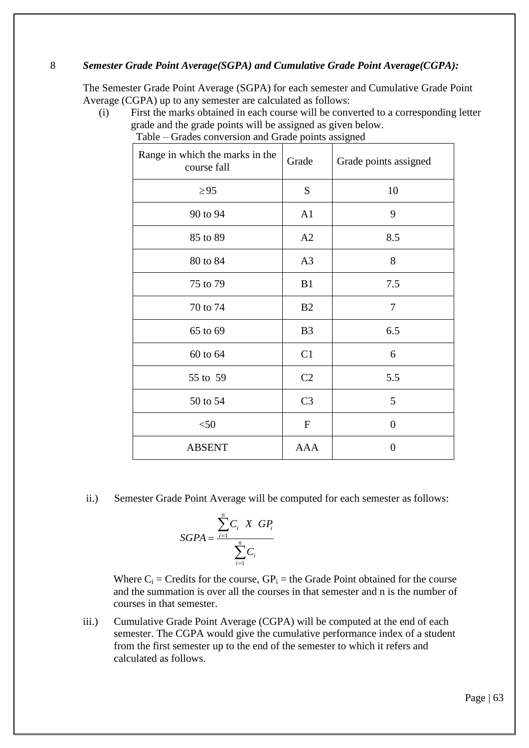## 8 *Semester Grade Point Average(SGPA) and Cumulative Grade Point Average(CGPA):*

The Semester Grade Point Average (SGPA) for each semester and Cumulative Grade Point Average (CGPA) up to any semester are calculated as follows:

(i) First the marks obtained in each course will be converted to a corresponding letter grade and the grade points will be assigned as given below.

Table – Grades conversion and Grade points assigned

| Range in which the marks in the course fall | Grade | Grade points assigned |
|---|---|---|
| $\geq 95$ | S | 10 |
| 90 to 94 | A1 | 9 |
| 85 to 89 | A2 | 8.5 |
| 80 to 84 | A3 | 8 |
| 75 to 79 | B1 | 7.5 |
| 70 to 74 | B2 | 7 |
| 65 to 69 | B3 | 6.5 |
| 60 to 64 | C1 | 6 |
| 55 to 59 | C2 | 5.5 |
| 50 to 54 | C3 | 5 |
| <50 | F | 0 |
| ABSENT | AAA | 0 |

ii.) Semester Grade Point Average will be computed for each semester as follows:

$$SGPA = \frac{\sum_{i=1}^{n} C_i \ X \ GP_i}{\sum_{i=1}^{n} C_i}$$

Where $C_i$ = Credits for the course, $GP_i$ = the Grade Point obtained for the course and the summation is over all the courses in that semester and n is the number of courses in that semester.

iii.) Cumulative Grade Point Average (CGPA) will be computed at the end of each semester. The CGPA would give the cumulative performance index of a student from the first semester up to the end of the semester to which it refers and calculated as follows.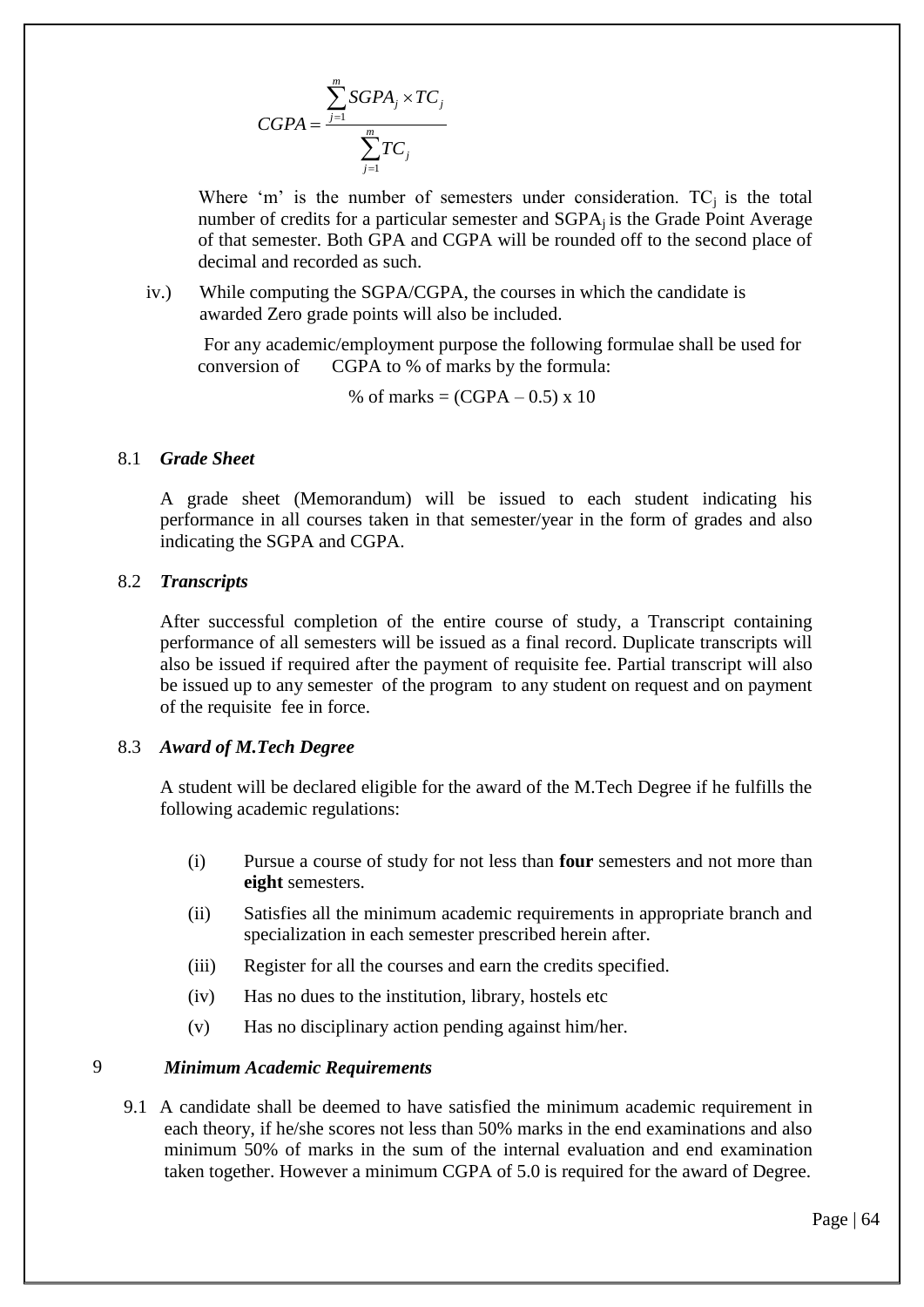$$CGPA = \frac{\sum_{j=1}^{m} SGPA_j \times TC_j}{\sum_{j=1}^{m} TC_j}$$

Where 'm' is the number of semesters under consideration. $TC_j$ is the total number of credits for a particular semester and $SGPA_j$ is the Grade Point Average of that semester. Both GPA and CGPA will be rounded off to the second place of decimal and recorded as such.

iv.) While computing the SGPA/CGPA, the courses in which the candidate is awarded Zero grade points will also be included.

For any academic/employment purpose the following formulae shall be used for conversion of CGPA to % of marks by the formula:

% of marks = (CGPA – 0.5) x 10

### 8.1 *Grade Sheet*

A grade sheet (Memorandum) will be issued to each student indicating his performance in all courses taken in that semester/year in the form of grades and also indicating the SGPA and CGPA.

### 8.2 *Transcripts*

After successful completion of the entire course of study, a Transcript containing performance of all semesters will be issued as a final record. Duplicate transcripts will also be issued if required after the payment of requisite fee. Partial transcript will also be issued up to any semester of the program to any student on request and on payment of the requisite fee in force.

### 8.3 *Award of M.Tech Degree*

A student will be declared eligible for the award of the M.Tech Degree if he fulfills the following academic regulations:

(i) Pursue a course of study for not less than **four** semesters and not more than **eight** semesters.

(ii) Satisfies all the minimum academic requirements in appropriate branch and specialization in each semester prescribed herein after.

(iii) Register for all the courses and earn the credits specified.

(iv) Has no dues to the institution, library, hostels etc

(v) Has no disciplinary action pending against him/her.

## 9 *Minimum Academic Requirements*

9.1 A candidate shall be deemed to have satisfied the minimum academic requirement in each theory, if he/she scores not less than 50% marks in the end examinations and also minimum 50% of marks in the sum of the internal evaluation and end examination taken together. However a minimum CGPA of 5.0 is required for the award of Degree.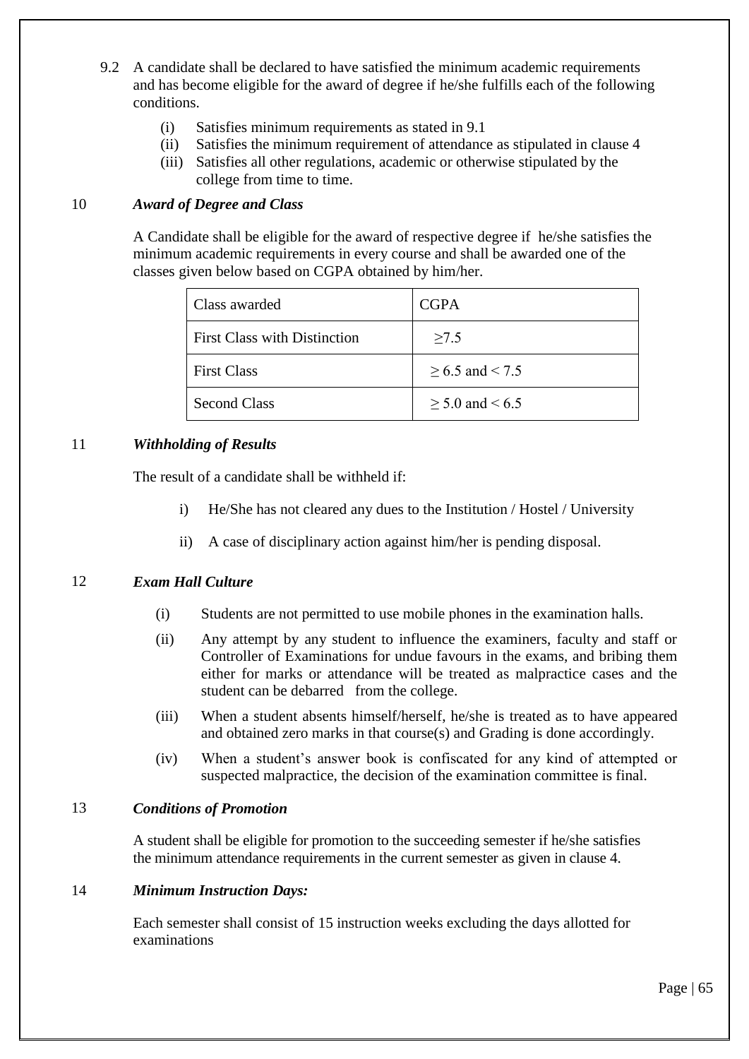9.2 A candidate shall be declared to have satisfied the minimum academic requirements and has become eligible for the award of degree if he/she fulfills each of the following conditions.

- (i) Satisfies minimum requirements as stated in 9.1
- (ii) Satisfies the minimum requirement of attendance as stipulated in clause 4
- (iii) Satisfies all other regulations, academic or otherwise stipulated by the college from time to time.

## 10 *Award of Degree and Class*

A Candidate shall be eligible for the award of respective degree if he/she satisfies the minimum academic requirements in every course and shall be awarded one of the classes given below based on CGPA obtained by him/her.

| Class awarded | CGPA |
|---|---|
| First Class with Distinction | ≥7.5 |
| First Class | ≥ 6.5 and < 7.5 |
| Second Class | ≥ 5.0 and < 6.5 |

## 11 *Withholding of Results*

The result of a candidate shall be withheld if:

- i) He/She has not cleared any dues to the Institution / Hostel / University
- ii) A case of disciplinary action against him/her is pending disposal.

## 12 *Exam Hall Culture*

- (i) Students are not permitted to use mobile phones in the examination halls.
- (ii) Any attempt by any student to influence the examiners, faculty and staff or Controller of Examinations for undue favours in the exams, and bribing them either for marks or attendance will be treated as malpractice cases and the student can be debarred from the college.
- (iii) When a student absents himself/herself, he/she is treated as to have appeared and obtained zero marks in that course(s) and Grading is done accordingly.
- (iv) When a student's answer book is confiscated for any kind of attempted or suspected malpractice, the decision of the examination committee is final.

## 13 *Conditions of Promotion*

A student shall be eligible for promotion to the succeeding semester if he/she satisfies the minimum attendance requirements in the current semester as given in clause 4.

## 14 *Minimum Instruction Days:*

Each semester shall consist of 15 instruction weeks excluding the days allotted for examinations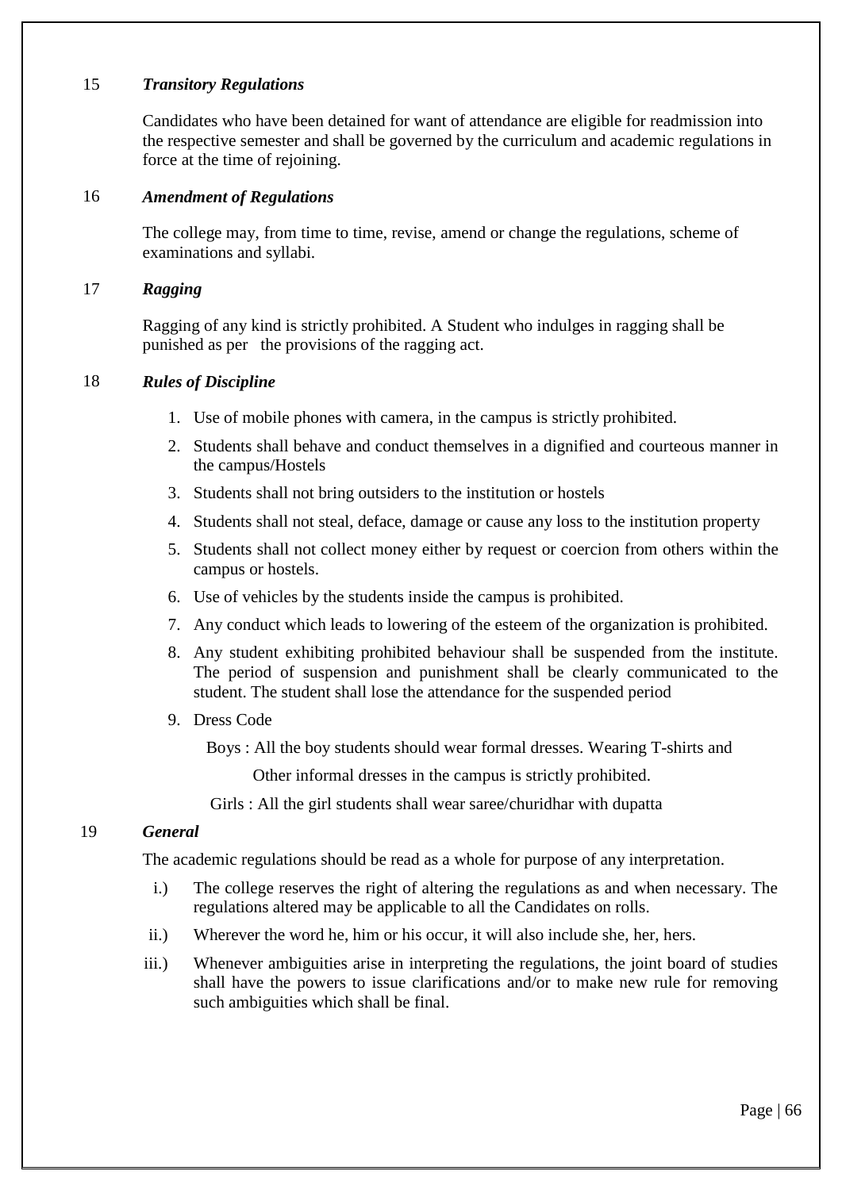## 15 *Transitory Regulations*

Candidates who have been detained for want of attendance are eligible for readmission into the respective semester and shall be governed by the curriculum and academic regulations in force at the time of rejoining.

## 16 *Amendment of Regulations*

The college may, from time to time, revise, amend or change the regulations, scheme of examinations and syllabi.

## 17 *Ragging*

Ragging of any kind is strictly prohibited. A Student who indulges in ragging shall be punished as per the provisions of the ragging act.

## 18 *Rules of Discipline*

1. Use of mobile phones with camera, in the campus is strictly prohibited.
2. Students shall behave and conduct themselves in a dignified and courteous manner in the campus/Hostels
3. Students shall not bring outsiders to the institution or hostels
4. Students shall not steal, deface, damage or cause any loss to the institution property
5. Students shall not collect money either by request or coercion from others within the campus or hostels.
6. Use of vehicles by the students inside the campus is prohibited.
7. Any conduct which leads to lowering of the esteem of the organization is prohibited.
8. Any student exhibiting prohibited behaviour shall be suspended from the institute. The period of suspension and punishment shall be clearly communicated to the student. The student shall lose the attendance for the suspended period
9. Dress Code

   Boys : All the boy students should wear formal dresses. Wearing T-shirts and Other informal dresses in the campus is strictly prohibited.

   Girls : All the girl students shall wear saree/churidhar with dupatta

## 19 *General*

The academic regulations should be read as a whole for purpose of any interpretation.

i.) The college reserves the right of altering the regulations as and when necessary. The regulations altered may be applicable to all the Candidates on rolls.

ii.) Wherever the word he, him or his occur, it will also include she, her, hers.

iii.) Whenever ambiguities arise in interpreting the regulations, the joint board of studies shall have the powers to issue clarifications and/or to make new rule for removing such ambiguities which shall be final.